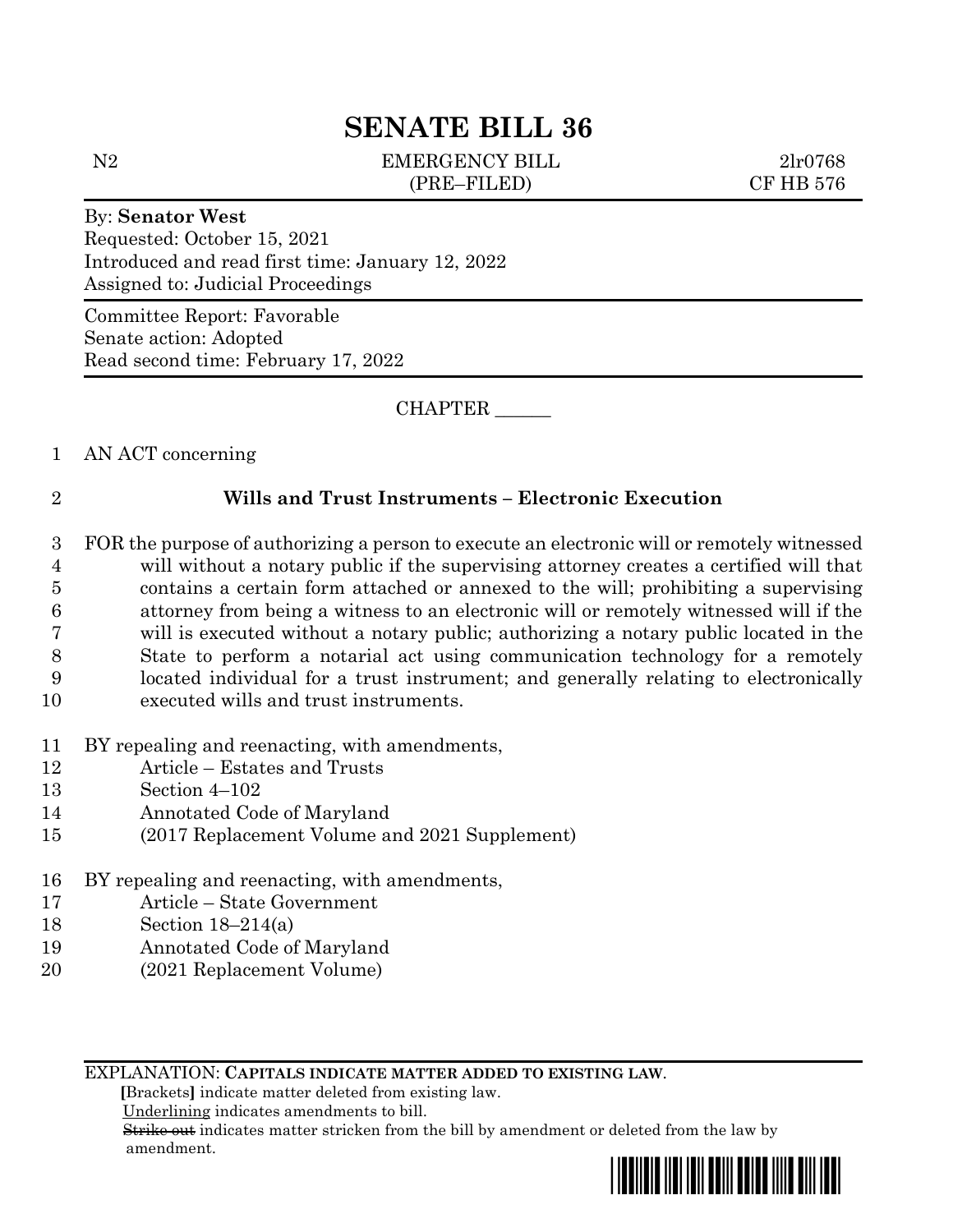# SENATE BILL 36

N2 EMERGENCY BILL 2lr0768
(PRE–FILED) CF HB 576

By: **Senator West**
Requested: October 15, 2021
Introduced and read first time: January 12, 2022
Assigned to: Judicial Proceedings

Committee Report: Favorable
Senate action: Adopted
Read second time: February 17, 2022

CHAPTER ______

1 AN ACT concerning

2 **Wills and Trust Instruments – Electronic Execution**

3 FOR the purpose of authorizing a person to execute an electronic will or remotely witnessed
4 will without a notary public if the supervising attorney creates a certified will that
5 contains a certain form attached or annexed to the will; prohibiting a supervising
6 attorney from being a witness to an electronic will or remotely witnessed will if the
7 will is executed without a notary public; authorizing a notary public located in the
8 State to perform a notarial act using communication technology for a remotely
9 located individual for a trust instrument; and generally relating to electronically
10 executed wills and trust instruments.

11 BY repealing and reenacting, with amendments,
12 Article – Estates and Trusts
13 Section 4–102
14 Annotated Code of Maryland
15 (2017 Replacement Volume and 2021 Supplement)

16 BY repealing and reenacting, with amendments,
17 Article – State Government
18 Section 18–214(a)
19 Annotated Code of Maryland
20 (2021 Replacement Volume)

EXPLANATION: **CAPITALS INDICATE MATTER ADDED TO EXISTING LAW**.
**[**Brackets**]** indicate matter deleted from existing law.
Underlining indicates amendments to bill.
~~Strike out~~ indicates matter stricken from the bill by amendment or deleted from the law by amendment.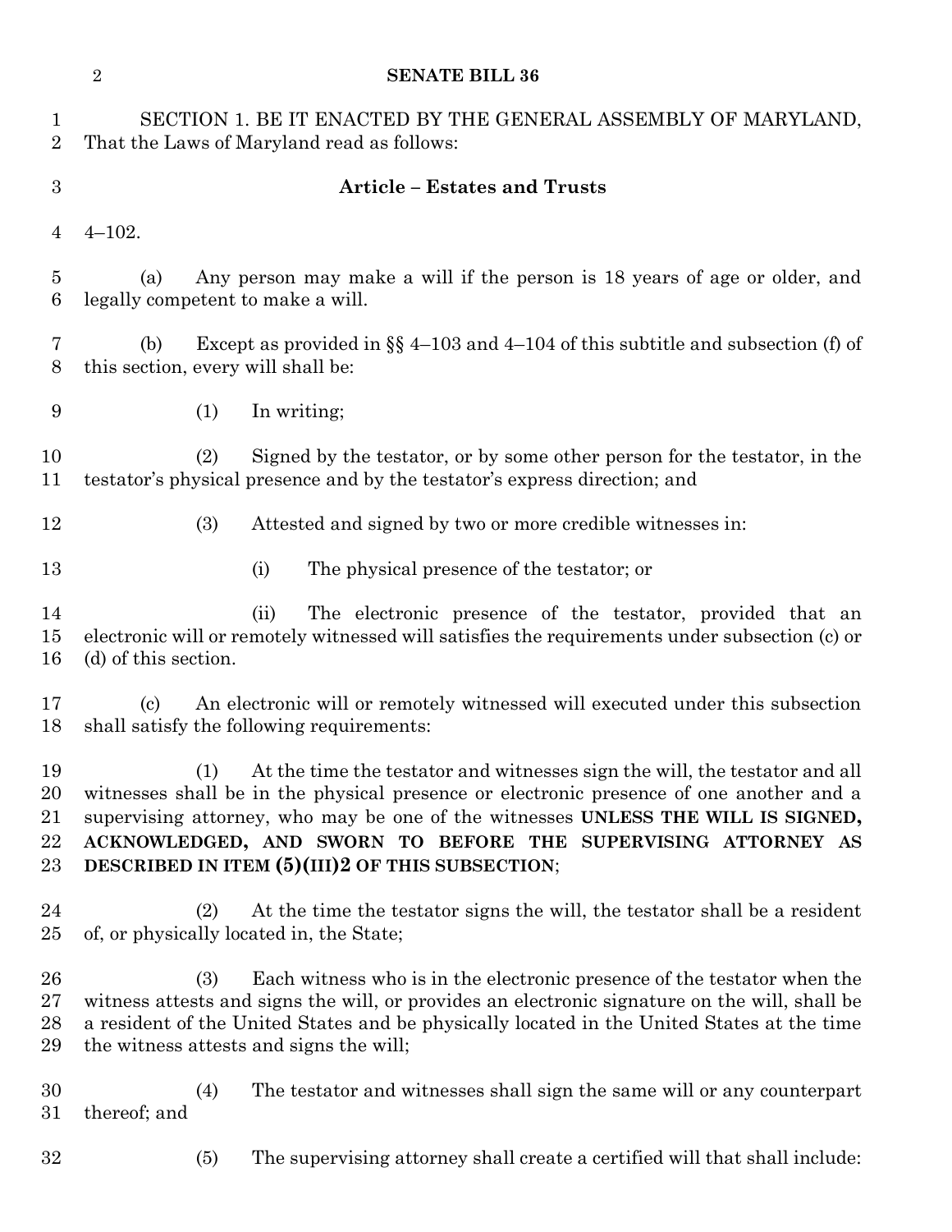SECTION 1. BE IT ENACTED BY THE GENERAL ASSEMBLY OF MARYLAND, That the Laws of Maryland read as follows:

**Article – Estates and Trusts**

4–102.

(a) Any person may make a will if the person is 18 years of age or older, and legally competent to make a will.

(b) Except as provided in §§ 4–103 and 4–104 of this subtitle and subsection (f) of this section, every will shall be:

(1) In writing;

(2) Signed by the testator, or by some other person for the testator, in the testator's physical presence and by the testator's express direction; and

(3) Attested and signed by two or more credible witnesses in:

(i) The physical presence of the testator; or

(ii) The electronic presence of the testator, provided that an electronic will or remotely witnessed will satisfies the requirements under subsection (c) or (d) of this section.

(c) An electronic will or remotely witnessed will executed under this subsection shall satisfy the following requirements:

(1) At the time the testator and witnesses sign the will, the testator and all witnesses shall be in the physical presence or electronic presence of one another and a supervising attorney, who may be one of the witnesses **UNLESS THE WILL IS SIGNED, ACKNOWLEDGED, AND SWORN TO BEFORE THE SUPERVISING ATTORNEY AS DESCRIBED IN ITEM (5)(III)2 OF THIS SUBSECTION**;

(2) At the time the testator signs the will, the testator shall be a resident of, or physically located in, the State;

(3) Each witness who is in the electronic presence of the testator when the witness attests and signs the will, or provides an electronic signature on the will, shall be a resident of the United States and be physically located in the United States at the time the witness attests and signs the will;

(4) The testator and witnesses shall sign the same will or any counterpart thereof; and

(5) The supervising attorney shall create a certified will that shall include: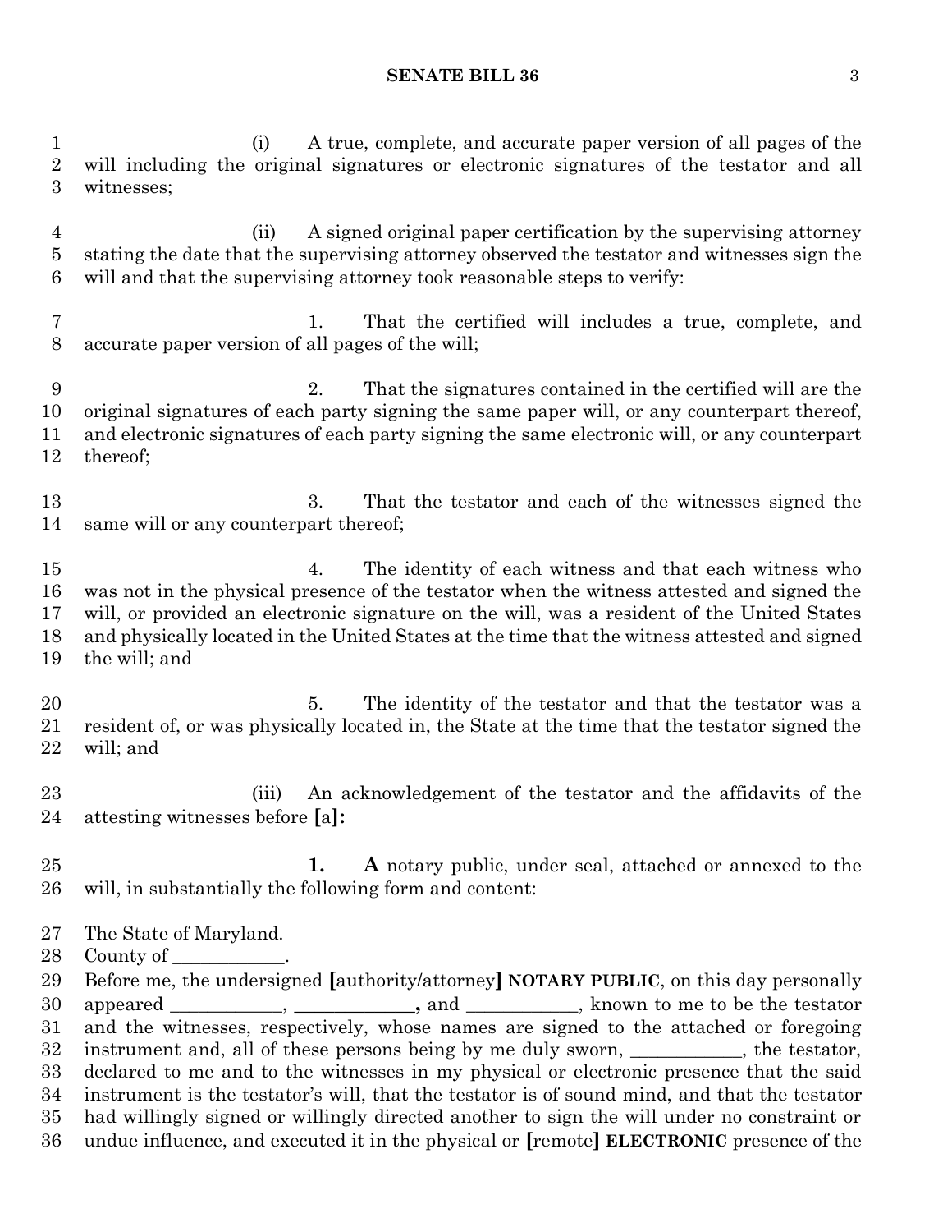(i) A true, complete, and accurate paper version of all pages of the will including the original signatures or electronic signatures of the testator and all witnesses;

(ii) A signed original paper certification by the supervising attorney stating the date that the supervising attorney observed the testator and witnesses sign the will and that the supervising attorney took reasonable steps to verify:

1. That the certified will includes a true, complete, and accurate paper version of all pages of the will;

2. That the signatures contained in the certified will are the original signatures of each party signing the same paper will, or any counterpart thereof, and electronic signatures of each party signing the same electronic will, or any counterpart thereof;

3. That the testator and each of the witnesses signed the same will or any counterpart thereof;

4. The identity of each witness and that each witness who was not in the physical presence of the testator when the witness attested and signed the will, or provided an electronic signature on the will, was a resident of the United States and physically located in the United States at the time that the witness attested and signed the will; and

5. The identity of the testator and that the testator was a resident of, or was physically located in, the State at the time that the testator signed the will; and

(iii) An acknowledgement of the testator and the affidavits of the attesting witnesses before [a]**:**

**1. A** notary public, under seal, attached or annexed to the will, in substantially the following form and content:

The State of Maryland.
County of ___________.
Before me, the undersigned [authority/attorney] **NOTARY PUBLIC**, on this day personally appeared ___________, ___________**,** and ___________, known to me to be the testator and the witnesses, respectively, whose names are signed to the attached or foregoing instrument and, all of these persons being by me duly sworn, ___________, the testator, declared to me and to the witnesses in my physical or electronic presence that the said instrument is the testator's will, that the testator is of sound mind, and that the testator had willingly signed or willingly directed another to sign the will under no constraint or undue influence, and executed it in the physical or [remote] **ELECTRONIC** presence of the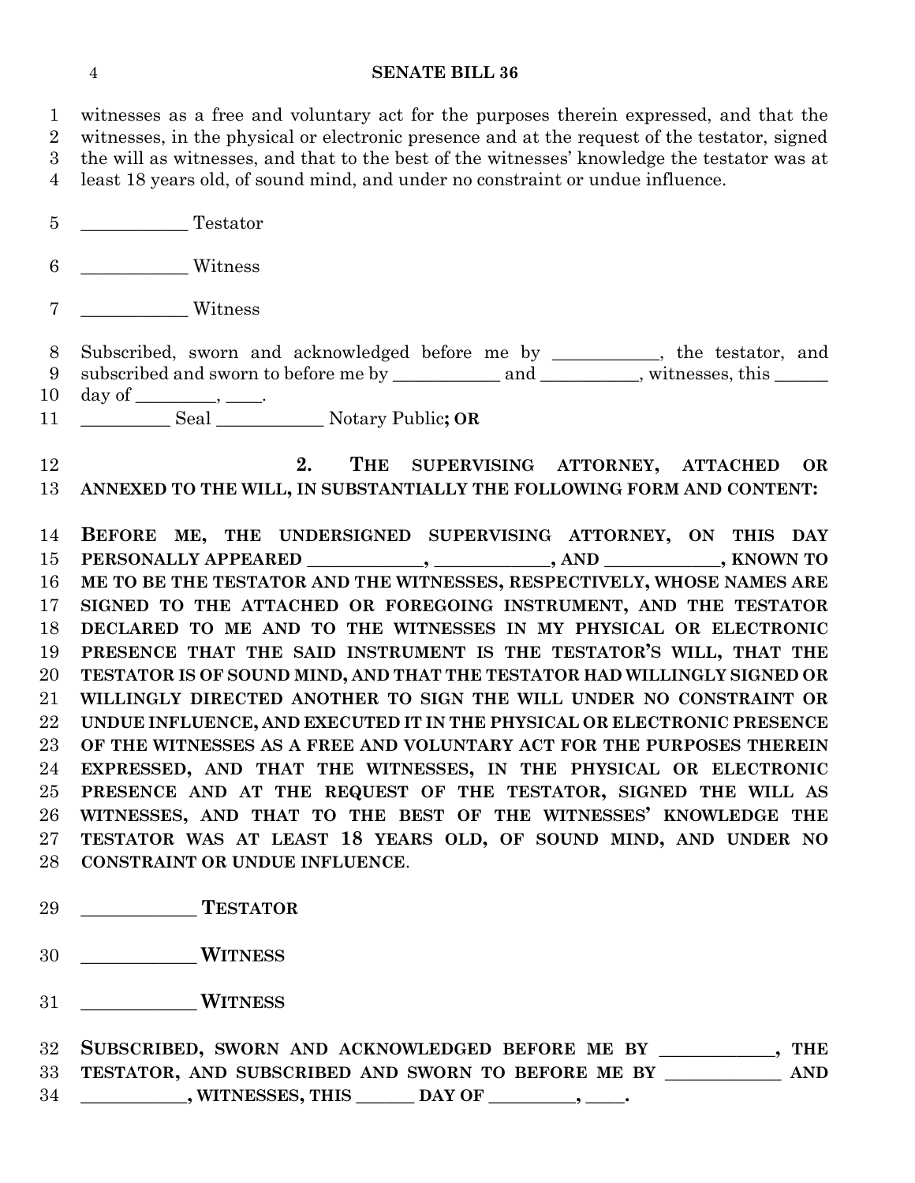witnesses as a free and voluntary act for the purposes therein expressed, and that the witnesses, in the physical or electronic presence and at the request of the testator, signed the will as witnesses, and that to the best of the witnesses' knowledge the testator was at least 18 years old, of sound mind, and under no constraint or undue influence.

____________ Testator

____________ Witness

____________ Witness

Subscribed, sworn and acknowledged before me by ____________, the testator, and subscribed and sworn to before me by ____________ and ___________, witnesses, this ______ day of _________, ____.

__________ Seal ____________ Notary Public**; OR**

**2. THE SUPERVISING ATTORNEY, ATTACHED OR ANNEXED TO THE WILL, IN SUBSTANTIALLY THE FOLLOWING FORM AND CONTENT:**

**BEFORE ME, THE UNDERSIGNED SUPERVISING ATTORNEY, ON THIS DAY PERSONALLY APPEARED _____________, _____________, AND _____________, KNOWN TO ME TO BE THE TESTATOR AND THE WITNESSES, RESPECTIVELY, WHOSE NAMES ARE SIGNED TO THE ATTACHED OR FOREGOING INSTRUMENT, AND THE TESTATOR DECLARED TO ME AND TO THE WITNESSES IN MY PHYSICAL OR ELECTRONIC PRESENCE THAT THE SAID INSTRUMENT IS THE TESTATOR'S WILL, THAT THE TESTATOR IS OF SOUND MIND, AND THAT THE TESTATOR HAD WILLINGLY SIGNED OR WILLINGLY DIRECTED ANOTHER TO SIGN THE WILL UNDER NO CONSTRAINT OR UNDUE INFLUENCE, AND EXECUTED IT IN THE PHYSICAL OR ELECTRONIC PRESENCE OF THE WITNESSES AS A FREE AND VOLUNTARY ACT FOR THE PURPOSES THEREIN EXPRESSED, AND THAT THE WITNESSES, IN THE PHYSICAL OR ELECTRONIC PRESENCE AND AT THE REQUEST OF THE TESTATOR, SIGNED THE WILL AS WITNESSES, AND THAT TO THE BEST OF THE WITNESSES' KNOWLEDGE THE TESTATOR WAS AT LEAST 18 YEARS OLD, OF SOUND MIND, AND UNDER NO CONSTRAINT OR UNDUE INFLUENCE**.

**____________ TESTATOR**

**____________ WITNESS**

**____________ WITNESS**

**SUBSCRIBED, SWORN AND ACKNOWLEDGED BEFORE ME BY _____________, THE TESTATOR, AND SUBSCRIBED AND SWORN TO BEFORE ME BY _____________ AND ___________, WITNESSES, THIS ______ DAY OF _________, ____.**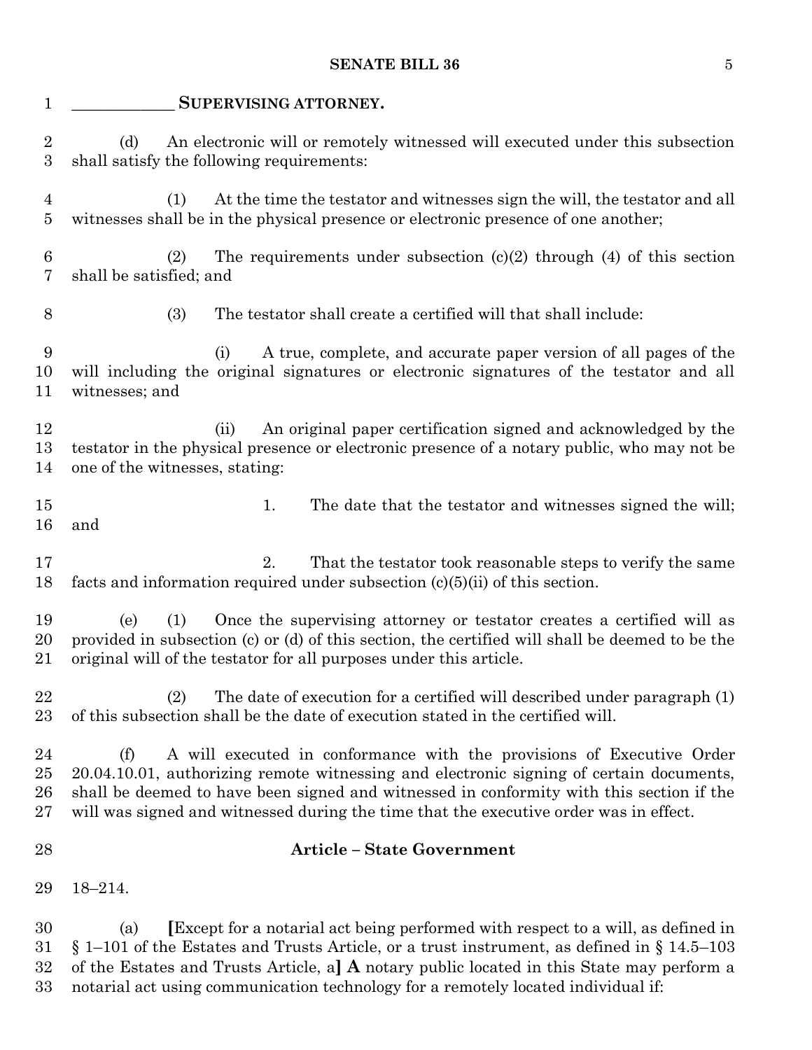**_____________ SUPERVISING ATTORNEY.**

(d) An electronic will or remotely witnessed will executed under this subsection shall satisfy the following requirements:

(1) At the time the testator and witnesses sign the will, the testator and all witnesses shall be in the physical presence or electronic presence of one another;

(2) The requirements under subsection (c)(2) through (4) of this section shall be satisfied; and

(3) The testator shall create a certified will that shall include:

(i) A true, complete, and accurate paper version of all pages of the will including the original signatures or electronic signatures of the testator and all witnesses; and

(ii) An original paper certification signed and acknowledged by the testator in the physical presence or electronic presence of a notary public, who may not be one of the witnesses, stating:

1. The date that the testator and witnesses signed the will; and

2. That the testator took reasonable steps to verify the same facts and information required under subsection (c)(5)(ii) of this section.

(e) (1) Once the supervising attorney or testator creates a certified will as provided in subsection (c) or (d) of this section, the certified will shall be deemed to be the original will of the testator for all purposes under this article.

(2) The date of execution for a certified will described under paragraph (1) of this subsection shall be the date of execution stated in the certified will.

(f) A will executed in conformance with the provisions of Executive Order 20.04.10.01, authorizing remote witnessing and electronic signing of certain documents, shall be deemed to have been signed and witnessed in conformity with this section if the will was signed and witnessed during the time that the executive order was in effect.

**Article – State Government**

18–214.

(a) **[**Except for a notarial act being performed with respect to a will, as defined in § 1–101 of the Estates and Trusts Article, or a trust instrument, as defined in § 14.5–103 of the Estates and Trusts Article, a**] A** notary public located in this State may perform a notarial act using communication technology for a remotely located individual if: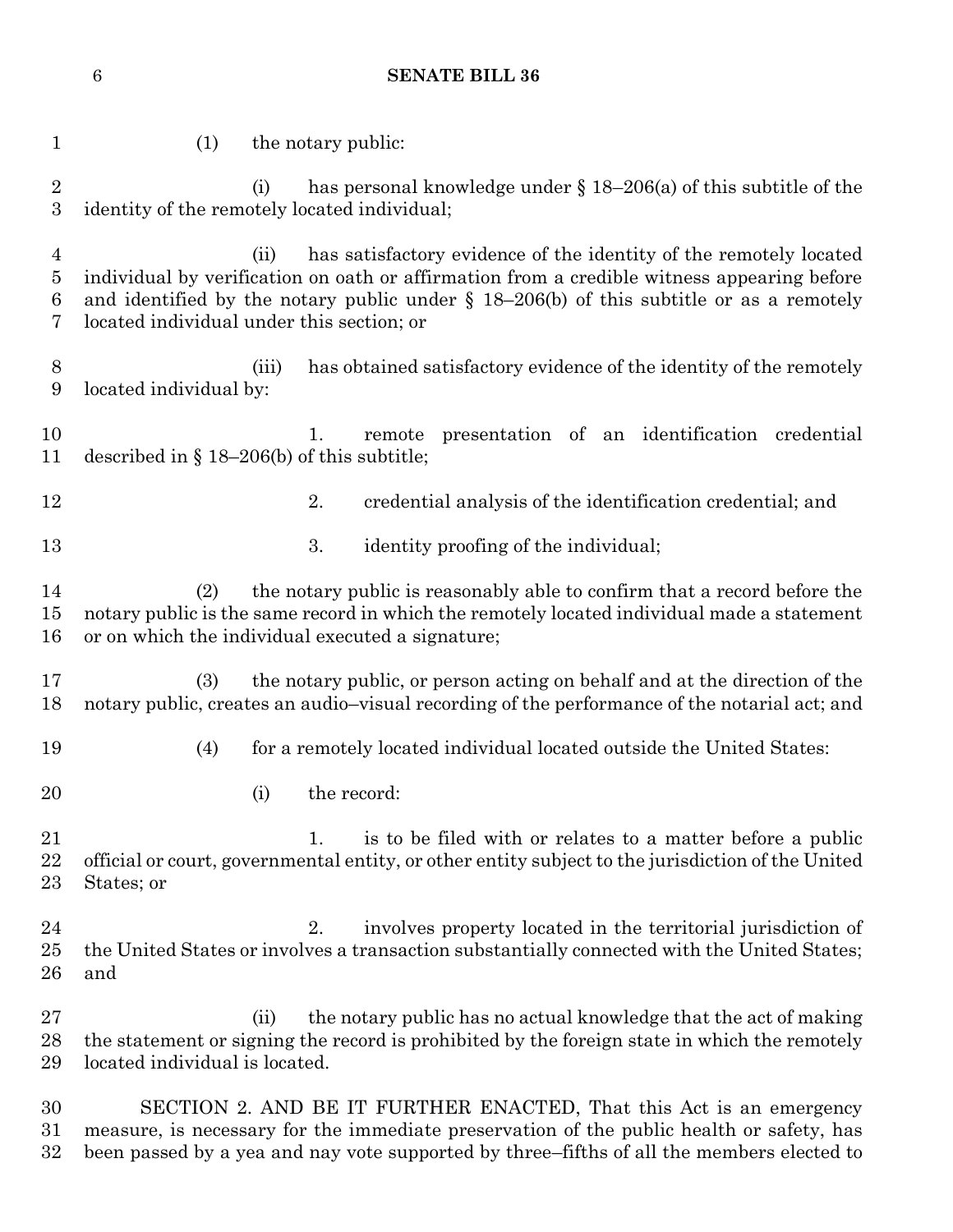(1) the notary public:

(i) has personal knowledge under § 18–206(a) of this subtitle of the identity of the remotely located individual;

(ii) has satisfactory evidence of the identity of the remotely located individual by verification on oath or affirmation from a credible witness appearing before and identified by the notary public under § 18–206(b) of this subtitle or as a remotely located individual under this section; or

(iii) has obtained satisfactory evidence of the identity of the remotely located individual by:

1. remote presentation of an identification credential described in § 18–206(b) of this subtitle;

2. credential analysis of the identification credential; and

3. identity proofing of the individual;

(2) the notary public is reasonably able to confirm that a record before the notary public is the same record in which the remotely located individual made a statement or on which the individual executed a signature;

(3) the notary public, or person acting on behalf and at the direction of the notary public, creates an audio–visual recording of the performance of the notarial act; and

(4) for a remotely located individual located outside the United States:

(i) the record:

1. is to be filed with or relates to a matter before a public official or court, governmental entity, or other entity subject to the jurisdiction of the United States; or

2. involves property located in the territorial jurisdiction of the United States or involves a transaction substantially connected with the United States; and

(ii) the notary public has no actual knowledge that the act of making the statement or signing the record is prohibited by the foreign state in which the remotely located individual is located.

SECTION 2. AND BE IT FURTHER ENACTED, That this Act is an emergency measure, is necessary for the immediate preservation of the public health or safety, has been passed by a yea and nay vote supported by three–fifths of all the members elected to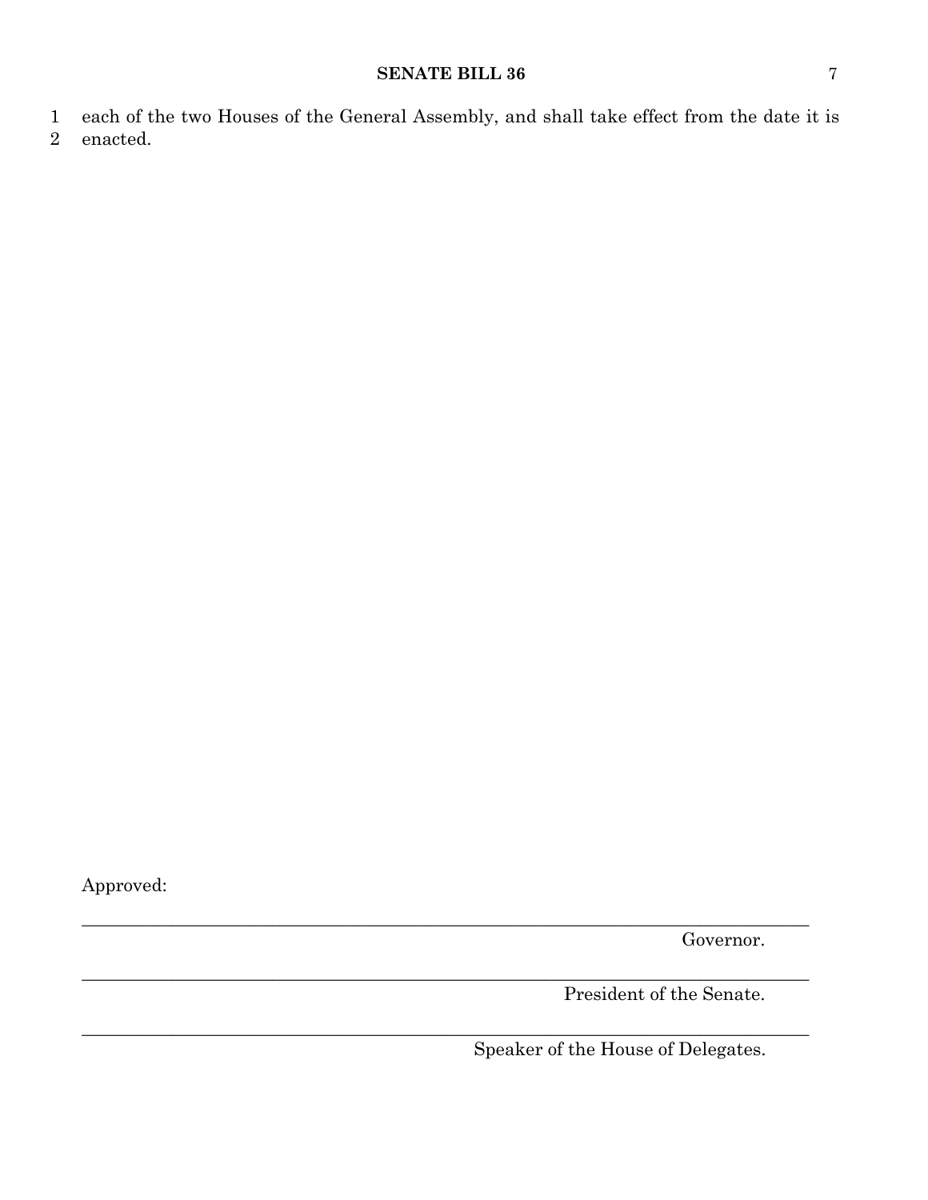each of the two Houses of the General Assembly, and shall take effect from the date it is enacted.

Approved:

\_\_\_\_\_\_\_\_\_\_\_\_\_\_\_\_\_\_\_\_\_\_\_\_\_\_\_\_\_\_\_\_\_\_\_\_\_\_\_\_\_\_\_\_\_\_\_\_\_\_\_\_\_\_\_\_\_\_\_\_\_\_\_\_\_\_\_\_\_\_\_\_\_\_\_\_\_\_

Governor.

\_\_\_\_\_\_\_\_\_\_\_\_\_\_\_\_\_\_\_\_\_\_\_\_\_\_\_\_\_\_\_\_\_\_\_\_\_\_\_\_\_\_\_\_\_\_\_\_\_\_\_\_\_\_\_\_\_\_\_\_\_\_\_\_\_\_\_\_\_\_\_\_\_\_\_\_\_\_

President of the Senate.

\_\_\_\_\_\_\_\_\_\_\_\_\_\_\_\_\_\_\_\_\_\_\_\_\_\_\_\_\_\_\_\_\_\_\_\_\_\_\_\_\_\_\_\_\_\_\_\_\_\_\_\_\_\_\_\_\_\_\_\_\_\_\_\_\_\_\_\_\_\_\_\_\_\_\_\_\_\_

Speaker of the House of Delegates.